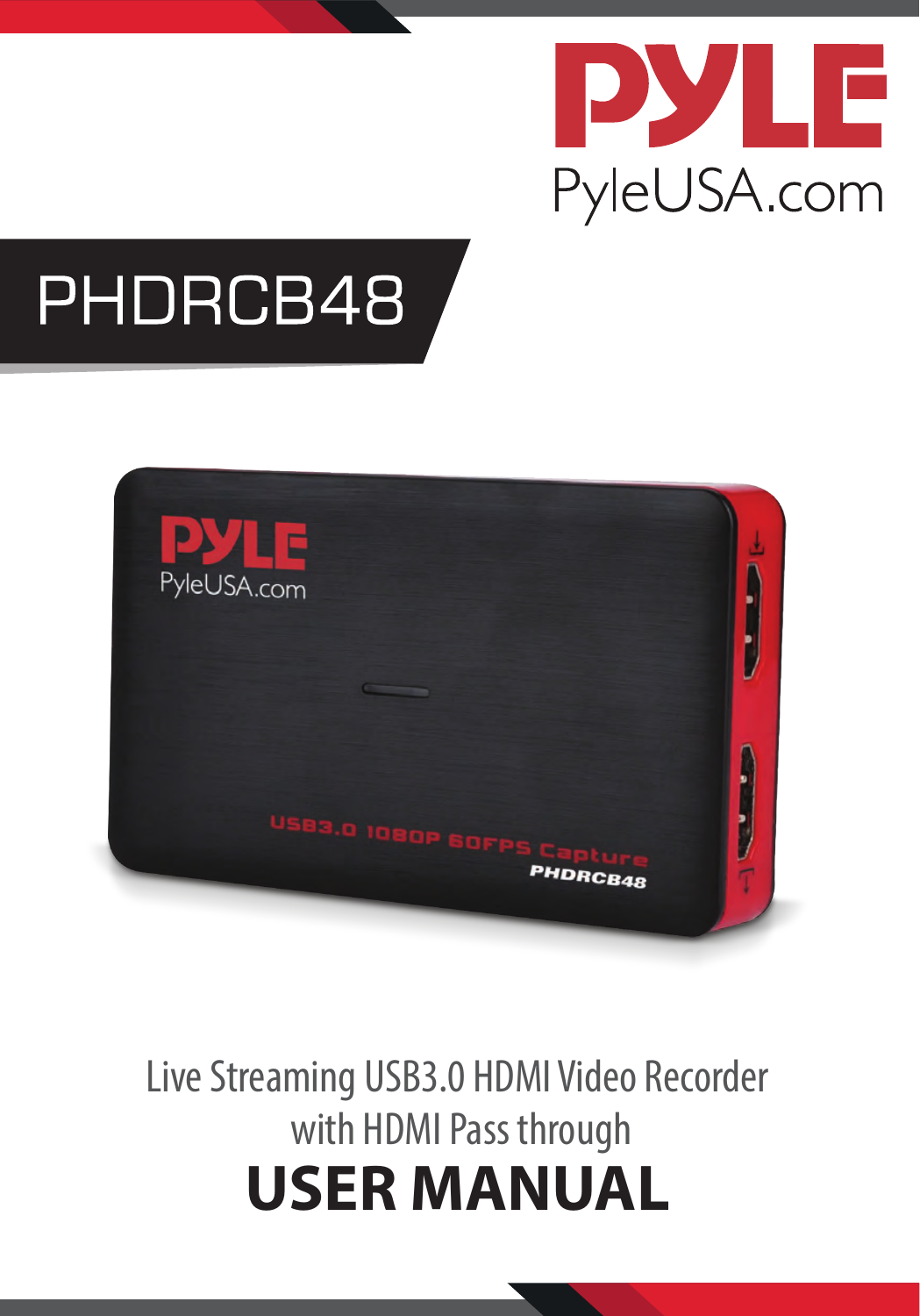PYLE

PyleUSA.com

# PHDRCB48

Live Streaming USB3.0 HDMI Video Recorder with HDMI Pass through

# USER MANUAL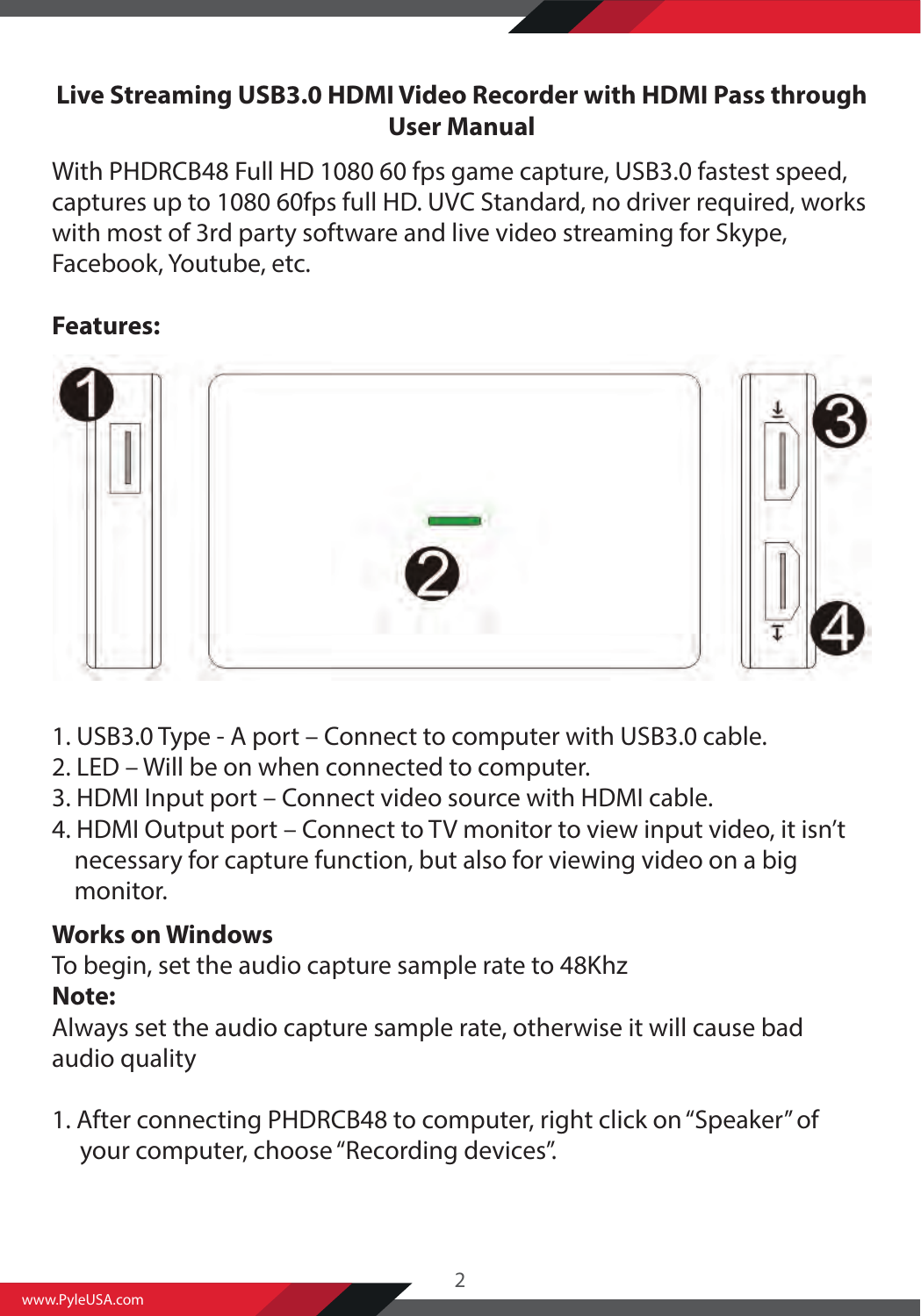## Live Streaming USB3.0 HDMI Video Recorder with HDMI Pass through User Manual

With PHDRCB48 Full HD 1080 60 fps game capture, USB3.0 fastest speed, captures up to 1080 60fps full HD. UVC Standard, no driver required, works with most of 3rd party software and live video streaming for Skype, Facebook, Youtube, etc.

**Features:**

1. USB3.0 Type - A port – Connect to computer with USB3.0 cable.
2. LED – Will be on when connected to computer.
3. HDMI Input port – Connect video source with HDMI cable.
4. HDMI Output port – Connect to TV monitor to view input video, it isn't necessary for capture function, but also for viewing video on a big monitor.

**Works on Windows**

To begin, set the audio capture sample rate to 48Khz

**Note:**

Always set the audio capture sample rate, otherwise it will cause bad audio quality

1. After connecting PHDRCB48 to computer, right click on "Speaker" of your computer, choose "Recording devices".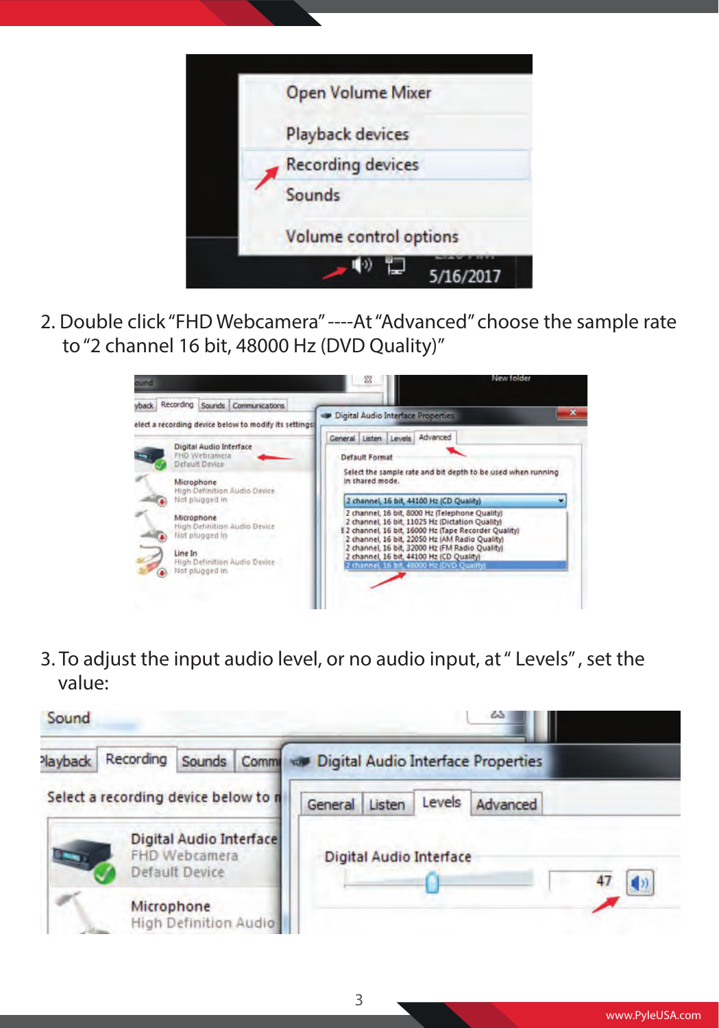2. Double click "FHD Webcamera" ----At "Advanced" choose the sample rate to "2 channel 16 bit, 48000 Hz (DVD Quality)"

3. To adjust the input audio level, or no audio input, at " Levels", set the value: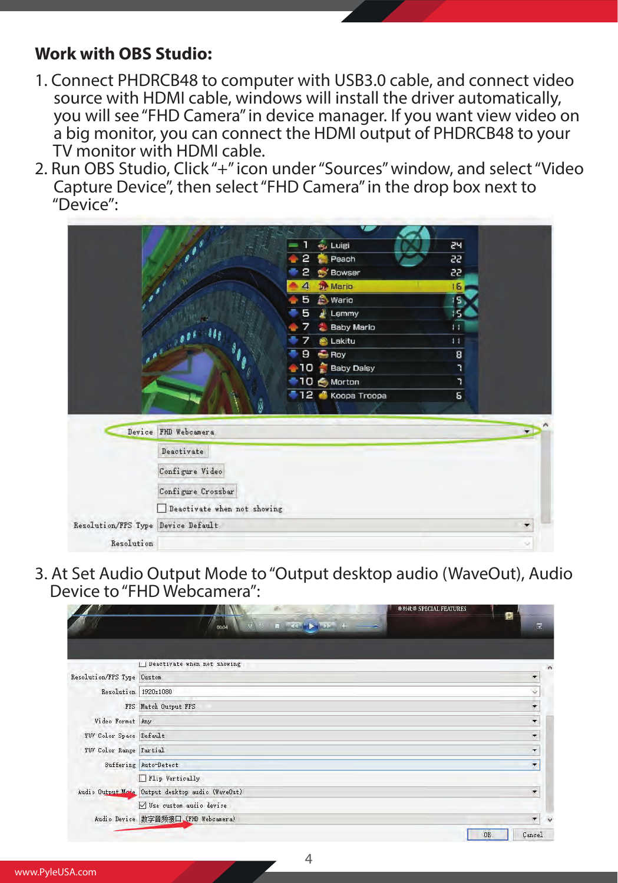**Work with OBS Studio:**

1. Connect PHDRCB48 to computer with USB3.0 cable, and connect video source with HDMI cable, windows will install the driver automatically, you will see "FHD Camera" in device manager. If you want view video on a big monitor, you can connect the HDMI output of PHDRCB48 to your TV monitor with HDMI cable.
2. Run OBS Studio, Click "+" icon under "Sources" window, and select "Video Capture Device", then select "FHD Camera" in the drop box next to "Device":

3. At Set Audio Output Mode to "Output desktop audio (WaveOut), Audio Device to "FHD Webcamera":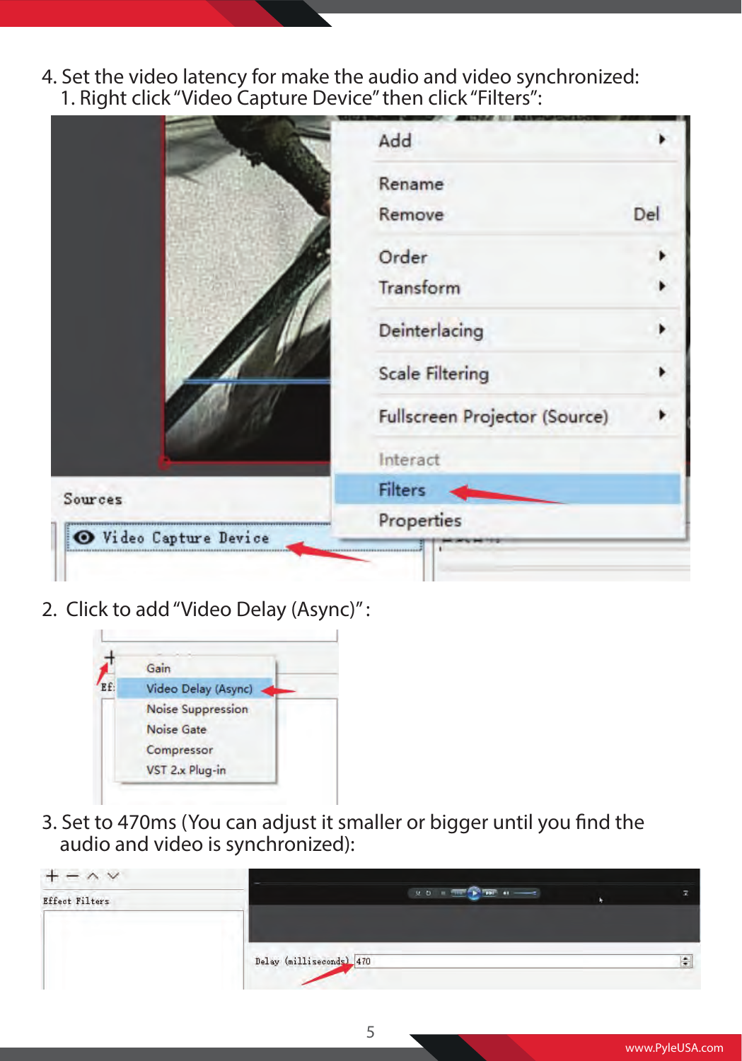4. Set the video latency for make the audio and video synchronized:

   1. Right click "Video Capture Device" then click "Filters":

2. Click to add "Video Delay (Async)":

3. Set to 470ms (You can adjust it smaller or bigger until you find the audio and video is synchronized):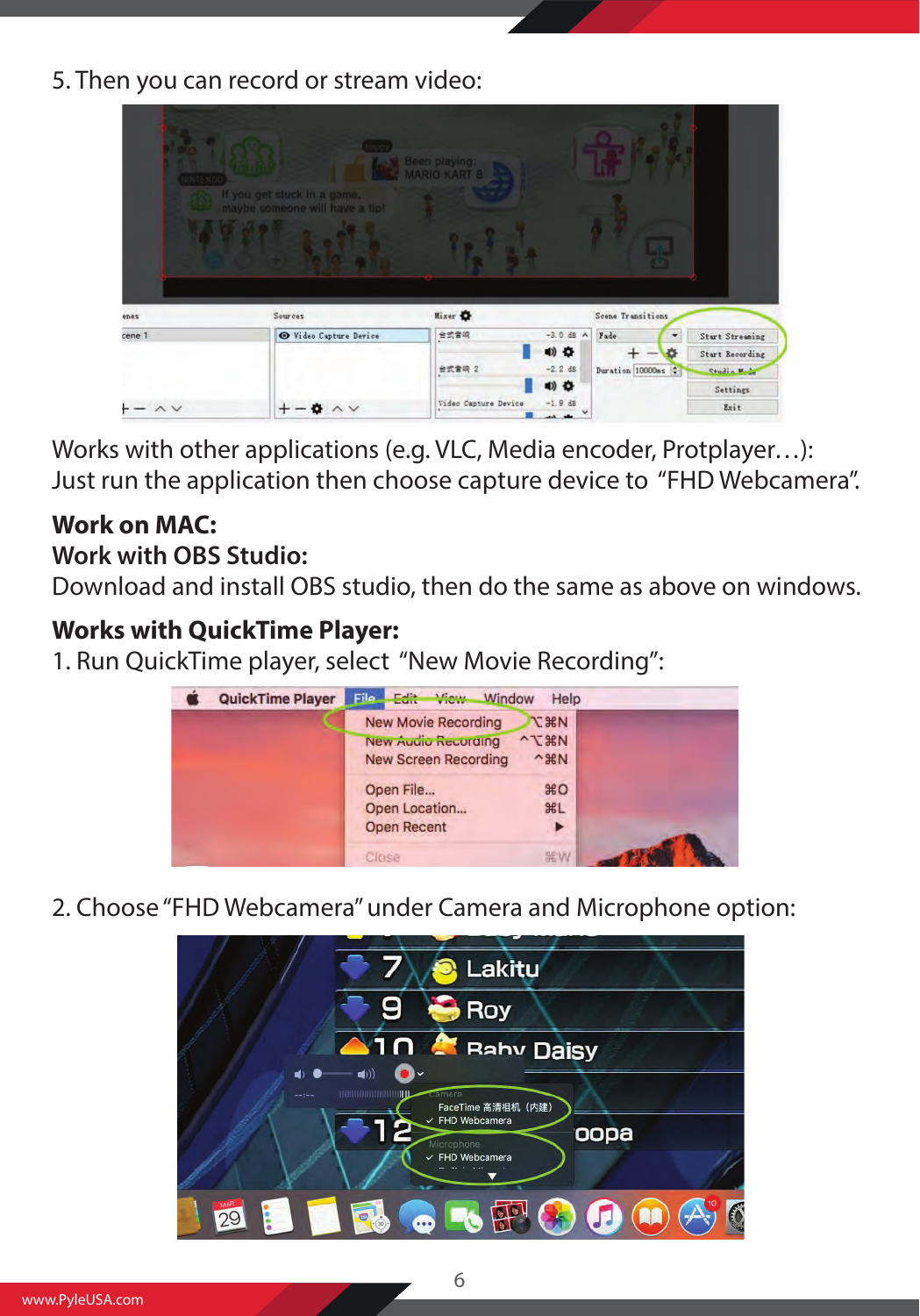5. Then you can record or stream video:

Works with other applications (e.g. VLC, Media encoder, Protplayer…): Just run the application then choose capture device to "FHD Webcamera".

**Work on MAC:**

**Work with OBS Studio:**

Download and install OBS studio, then do the same as above on windows.

**Works with QuickTime Player:**

1. Run QuickTime player, select "New Movie Recording":

2. Choose "FHD Webcamera" under Camera and Microphone option: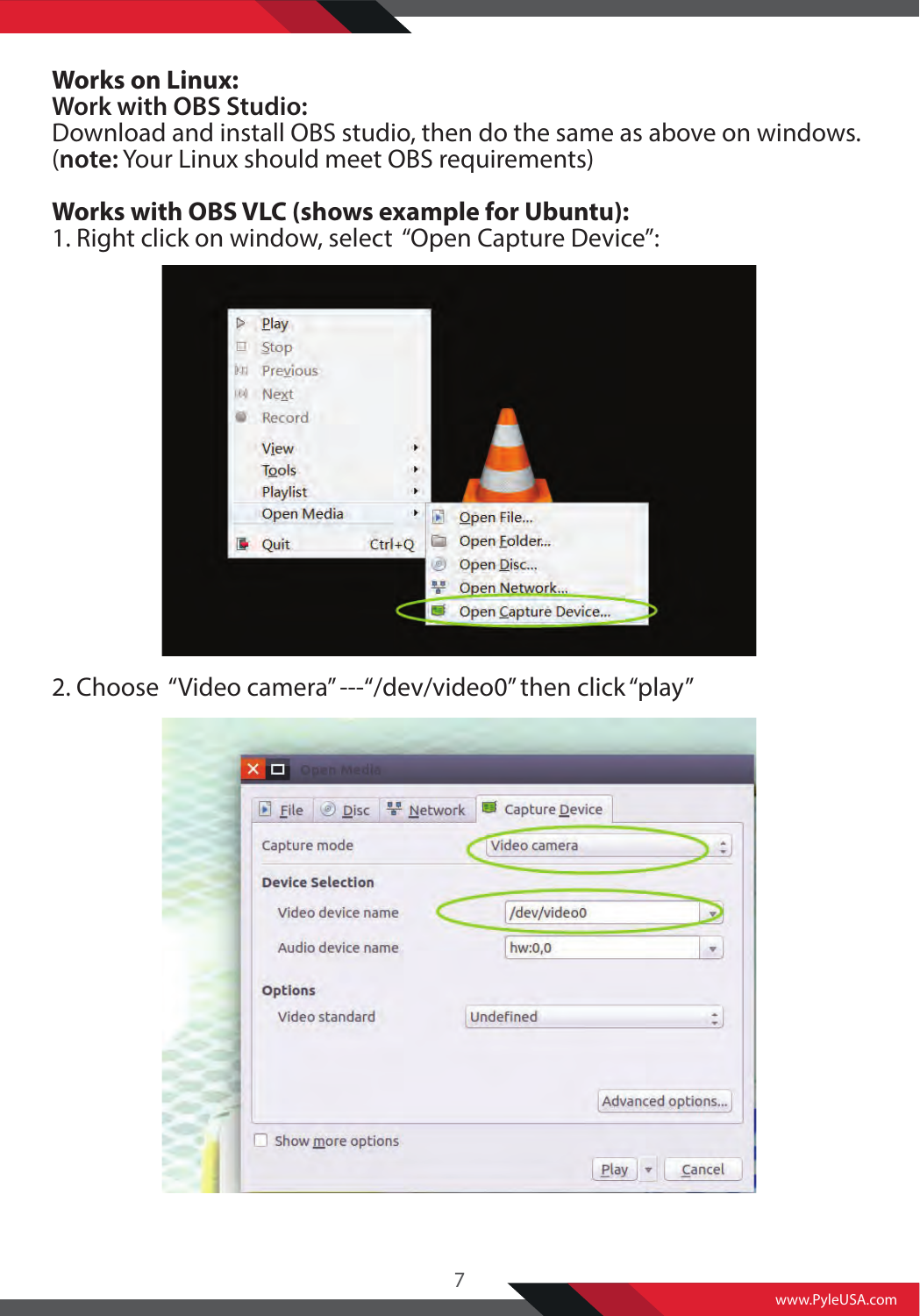**Works on Linux:**
**Work with OBS Studio:**
Download and install OBS studio, then do the same as above on windows.
(**note:** Your Linux should meet OBS requirements)

**Works with OBS VLC (shows example for Ubuntu):**
1. Right click on window, select "Open Capture Device":

2. Choose "Video camera"---"/dev/video0" then click "play"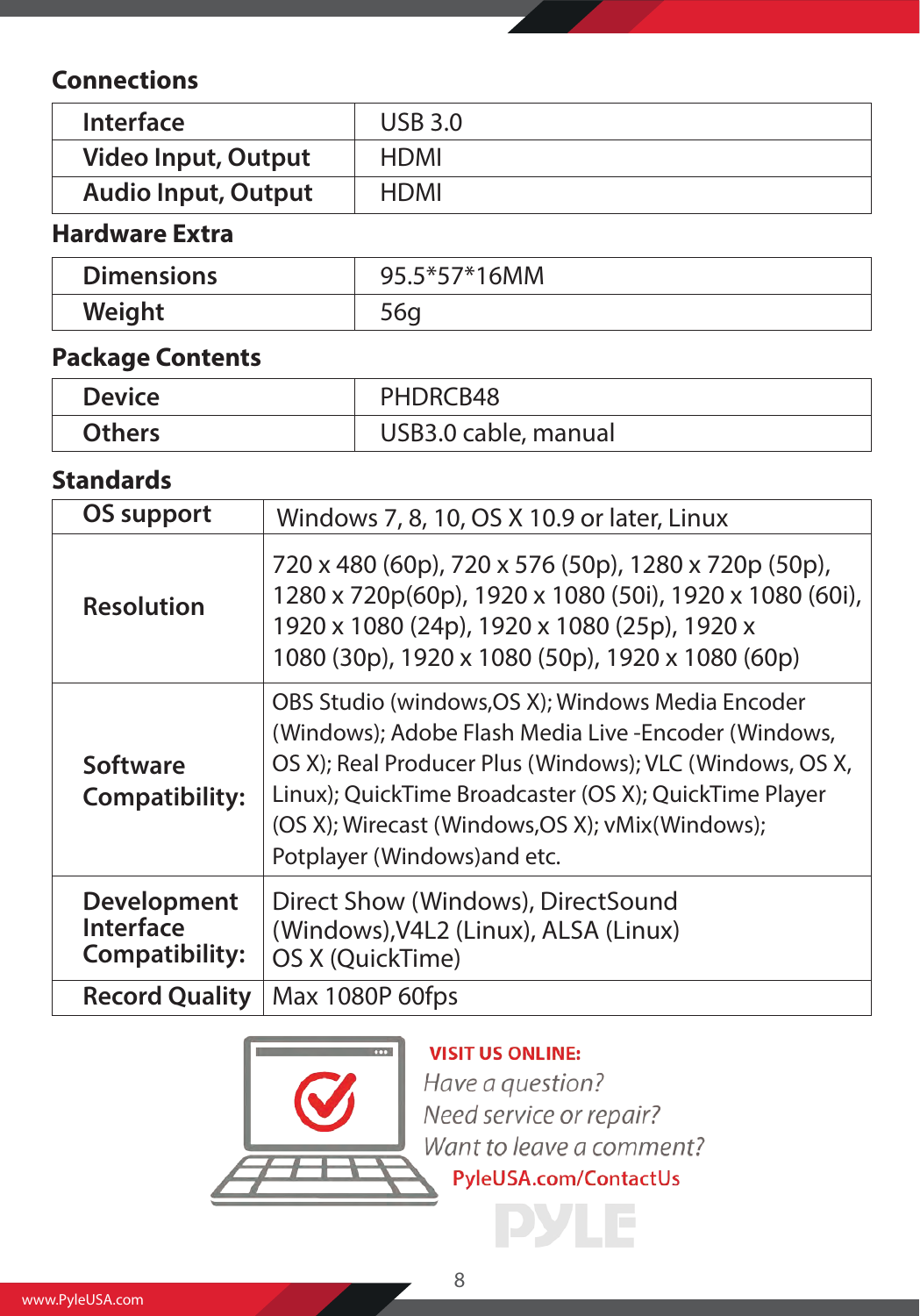### Connections

| | |
|---|---|
| Interface | USB 3.0 |
| Video Input, Output | HDMI |
| Audio Input, Output | HDMI |

### Hardware Extra

| | |
|---|---|
| Dimensions | 95.5*57*16MM |
| Weight | 56g |

### Package Contents

| | |
|---|---|
| Device | PHDRCB48 |
| Others | USB3.0 cable, manual |

### Standards

| | |
|---|---|
| OS support | Windows 7, 8, 10, OS X 10.9 or later, Linux |
| Resolution | 720 x 480 (60p), 720 x 576 (50p), 1280 x 720p (50p), 1280 x 720p(60p), 1920 x 1080 (50i), 1920 x 1080 (60i), 1920 x 1080 (24p), 1920 x 1080 (25p), 1920 x 1080 (30p), 1920 x 1080 (50p), 1920 x 1080 (60p) |
| Software Compatibility: | OBS Studio (windows,OS X); Windows Media Encoder (Windows); Adobe Flash Media Live -Encoder (Windows, OS X); Real Producer Plus (Windows); VLC (Windows, OS X, Linux); QuickTime Broadcaster (OS X); QuickTime Player (OS X); Wirecast (Windows,OS X); vMix(Windows); Potplayer (Windows)and etc. |
| Development Interface Compatibility: | Direct Show (Windows), DirectSound (Windows),V4L2 (Linux), ALSA (Linux) OS X (QuickTime) |
| Record Quality | Max 1080P 60fps |

**VISIT US ONLINE:**

*Have a question?*
*Need service or repair?*
*Want to leave a comment?*

**PyleUSA.com/ContactUs**

PYLE

www.PyleUSA.com